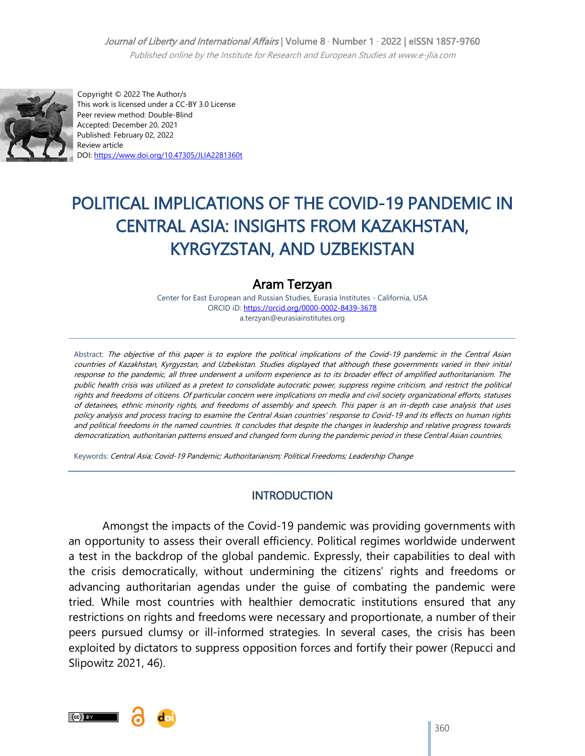Copyright © 2022 The Author/s
This work is licensed under a CC-BY 3.0 License
Peer review method: Double-Blind
Accepted: December 20, 2021
Published: February 02, 2022
Review article
DOI: https://www.doi.org/10.47305/JLIA2281360t

# POLITICAL IMPLICATIONS OF THE COVID-19 PANDEMIC IN CENTRAL ASIA: INSIGHTS FROM KAZAKHSTAN, KYRGYZSTAN, AND UZBEKISTAN

**Aram Terzyan**

Center for East European and Russian Studies, Eurasia Institutes - California, USA
ORCID iD: https://orcid.org/0000-0002-8439-3678
a.terzyan@eurasiainstitutes.org

Abstract: *The objective of this paper is to explore the political implications of the Covid-19 pandemic in the Central Asian countries of Kazakhstan, Kyrgyzstan, and Uzbekistan. Studies displayed that although these governments varied in their initial response to the pandemic, all three underwent a uniform experience as to its broader effect of amplified authoritarianism. The public health crisis was utilized as a pretext to consolidate autocratic power, suppress regime criticism, and restrict the political rights and freedoms of citizens. Of particular concern were implications on media and civil society organizational efforts, statuses of detainees, ethnic minority rights, and freedoms of assembly and speech. This paper is an in-depth case analysis that uses policy analysis and process tracing to examine the Central Asian countries' response to Covid-19 and its effects on human rights and political freedoms in the named countries. It concludes that despite the changes in leadership and relative progress towards democratization, authoritarian patterns ensued and changed form during the pandemic period in these Central Asian countries.*

Keywords: *Central Asia; Covid-19 Pandemic; Authoritarianism; Political Freedoms; Leadership Change*

## INTRODUCTION

Amongst the impacts of the Covid-19 pandemic was providing governments with an opportunity to assess their overall efficiency. Political regimes worldwide underwent a test in the backdrop of the global pandemic. Expressly, their capabilities to deal with the crisis democratically, without undermining the citizens' rights and freedoms or advancing authoritarian agendas under the guise of combating the pandemic were tried. While most countries with healthier democratic institutions ensured that any restrictions on rights and freedoms were necessary and proportionate, a number of their peers pursued clumsy or ill-informed strategies. In several cases, the crisis has been exploited by dictators to suppress opposition forces and fortify their power (Repucci and Slipowitz 2021, 46).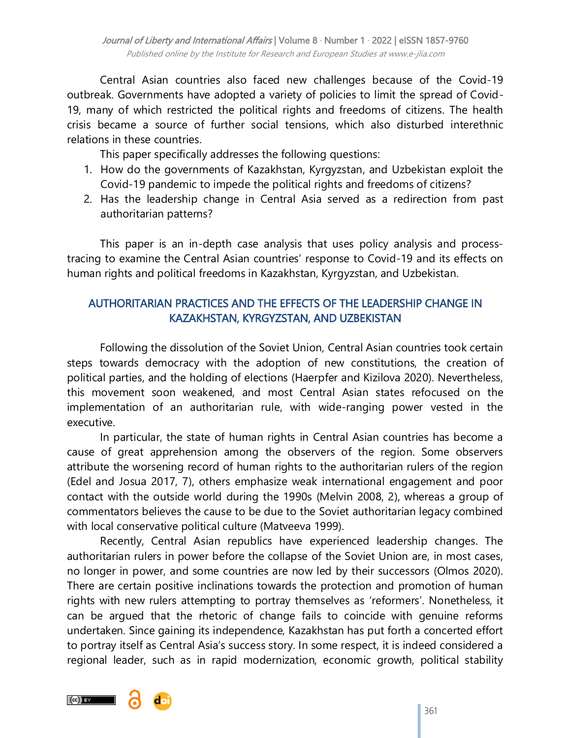Central Asian countries also faced new challenges because of the Covid-19 outbreak. Governments have adopted a variety of policies to limit the spread of Covid-19, many of which restricted the political rights and freedoms of citizens. The health crisis became a source of further social tensions, which also disturbed interethnic relations in these countries.

This paper specifically addresses the following questions:

1. How do the governments of Kazakhstan, Kyrgyzstan, and Uzbekistan exploit the Covid-19 pandemic to impede the political rights and freedoms of citizens?
2. Has the leadership change in Central Asia served as a redirection from past authoritarian patterns?

This paper is an in-depth case analysis that uses policy analysis and process-tracing to examine the Central Asian countries' response to Covid-19 and its effects on human rights and political freedoms in Kazakhstan, Kyrgyzstan, and Uzbekistan.

## AUTHORITARIAN PRACTICES AND THE EFFECTS OF THE LEADERSHIP CHANGE IN KAZAKHSTAN, KYRGYZSTAN, AND UZBEKISTAN

Following the dissolution of the Soviet Union, Central Asian countries took certain steps towards democracy with the adoption of new constitutions, the creation of political parties, and the holding of elections (Haerpfer and Kizilova 2020). Nevertheless, this movement soon weakened, and most Central Asian states refocused on the implementation of an authoritarian rule, with wide-ranging power vested in the executive.

In particular, the state of human rights in Central Asian countries has become a cause of great apprehension among the observers of the region. Some observers attribute the worsening record of human rights to the authoritarian rulers of the region (Edel and Josua 2017, 7), others emphasize weak international engagement and poor contact with the outside world during the 1990s (Melvin 2008, 2), whereas a group of commentators believes the cause to be due to the Soviet authoritarian legacy combined with local conservative political culture (Matveeva 1999).

Recently, Central Asian republics have experienced leadership changes. The authoritarian rulers in power before the collapse of the Soviet Union are, in most cases, no longer in power, and some countries are now led by their successors (Olmos 2020). There are certain positive inclinations towards the protection and promotion of human rights with new rulers attempting to portray themselves as 'reformers'. Nonetheless, it can be argued that the rhetoric of change fails to coincide with genuine reforms undertaken. Since gaining its independence, Kazakhstan has put forth a concerted effort to portray itself as Central Asia's success story. In some respect, it is indeed considered a regional leader, such as in rapid modernization, economic growth, political stability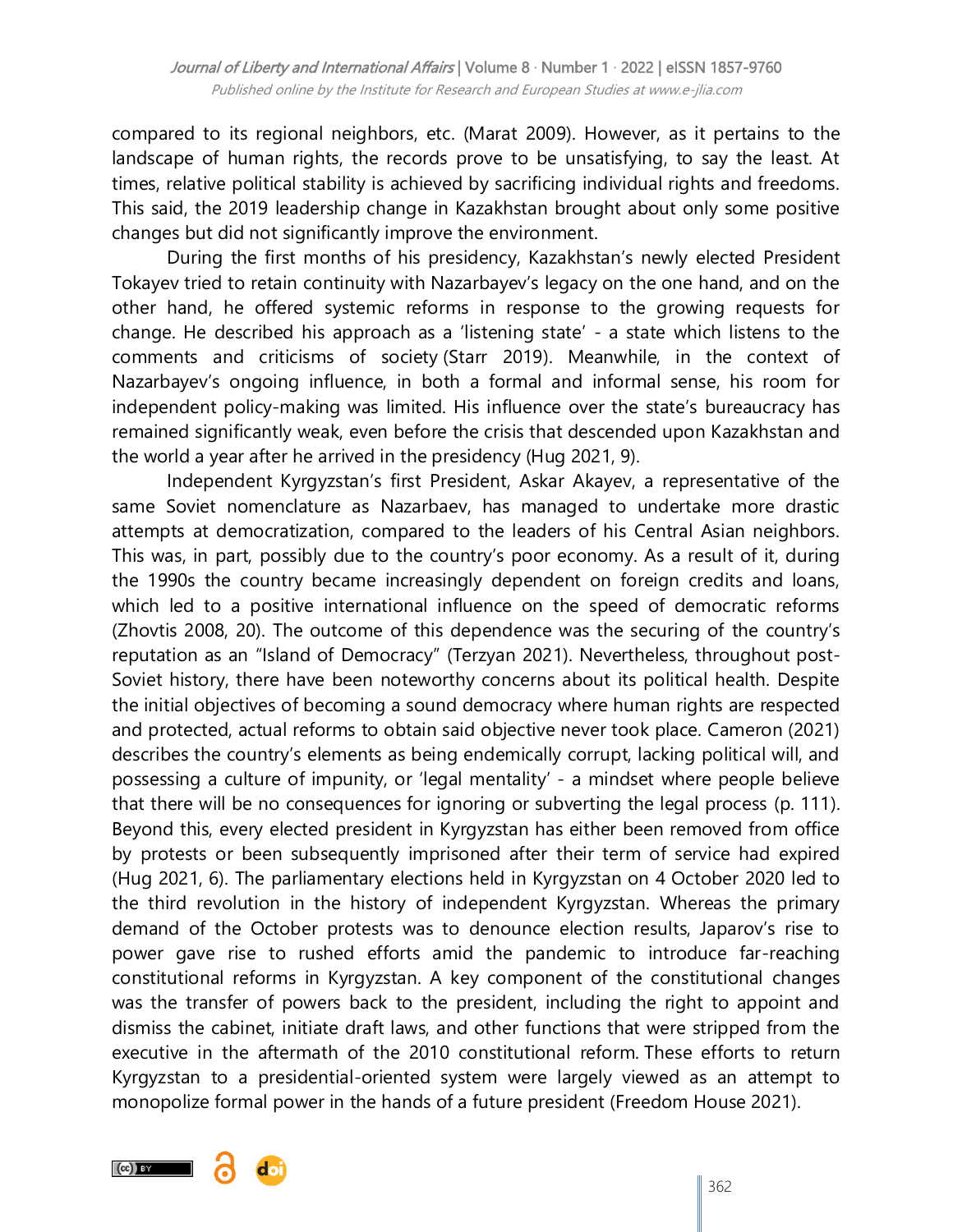compared to its regional neighbors, etc. (Marat 2009). However, as it pertains to the landscape of human rights, the records prove to be unsatisfying, to say the least. At times, relative political stability is achieved by sacrificing individual rights and freedoms. This said, the 2019 leadership change in Kazakhstan brought about only some positive changes but did not significantly improve the environment.

During the first months of his presidency, Kazakhstan's newly elected President Tokayev tried to retain continuity with Nazarbayev's legacy on the one hand, and on the other hand, he offered systemic reforms in response to the growing requests for change. He described his approach as a 'listening state' - a state which listens to the comments and criticisms of society (Starr 2019). Meanwhile, in the context of Nazarbayev's ongoing influence, in both a formal and informal sense, his room for independent policy-making was limited. His influence over the state's bureaucracy has remained significantly weak, even before the crisis that descended upon Kazakhstan and the world a year after he arrived in the presidency (Hug 2021, 9).

Independent Kyrgyzstan's first President, Askar Akayev, a representative of the same Soviet nomenclature as Nazarbaev, has managed to undertake more drastic attempts at democratization, compared to the leaders of his Central Asian neighbors. This was, in part, possibly due to the country's poor economy. As a result of it, during the 1990s the country became increasingly dependent on foreign credits and loans, which led to a positive international influence on the speed of democratic reforms (Zhovtis 2008, 20). The outcome of this dependence was the securing of the country's reputation as an "Island of Democracy" (Terzyan 2021). Nevertheless, throughout post-Soviet history, there have been noteworthy concerns about its political health. Despite the initial objectives of becoming a sound democracy where human rights are respected and protected, actual reforms to obtain said objective never took place. Cameron (2021) describes the country's elements as being endemically corrupt, lacking political will, and possessing a culture of impunity, or 'legal mentality' - a mindset where people believe that there will be no consequences for ignoring or subverting the legal process (p. 111). Beyond this, every elected president in Kyrgyzstan has either been removed from office by protests or been subsequently imprisoned after their term of service had expired (Hug 2021, 6). The parliamentary elections held in Kyrgyzstan on 4 October 2020 led to the third revolution in the history of independent Kyrgyzstan. Whereas the primary demand of the October protests was to denounce election results, Japarov's rise to power gave rise to rushed efforts amid the pandemic to introduce far-reaching constitutional reforms in Kyrgyzstan. A key component of the constitutional changes was the transfer of powers back to the president, including the right to appoint and dismiss the cabinet, initiate draft laws, and other functions that were stripped from the executive in the aftermath of the 2010 constitutional reform. These efforts to return Kyrgyzstan to a presidential-oriented system were largely viewed as an attempt to monopolize formal power in the hands of a future president (Freedom House 2021).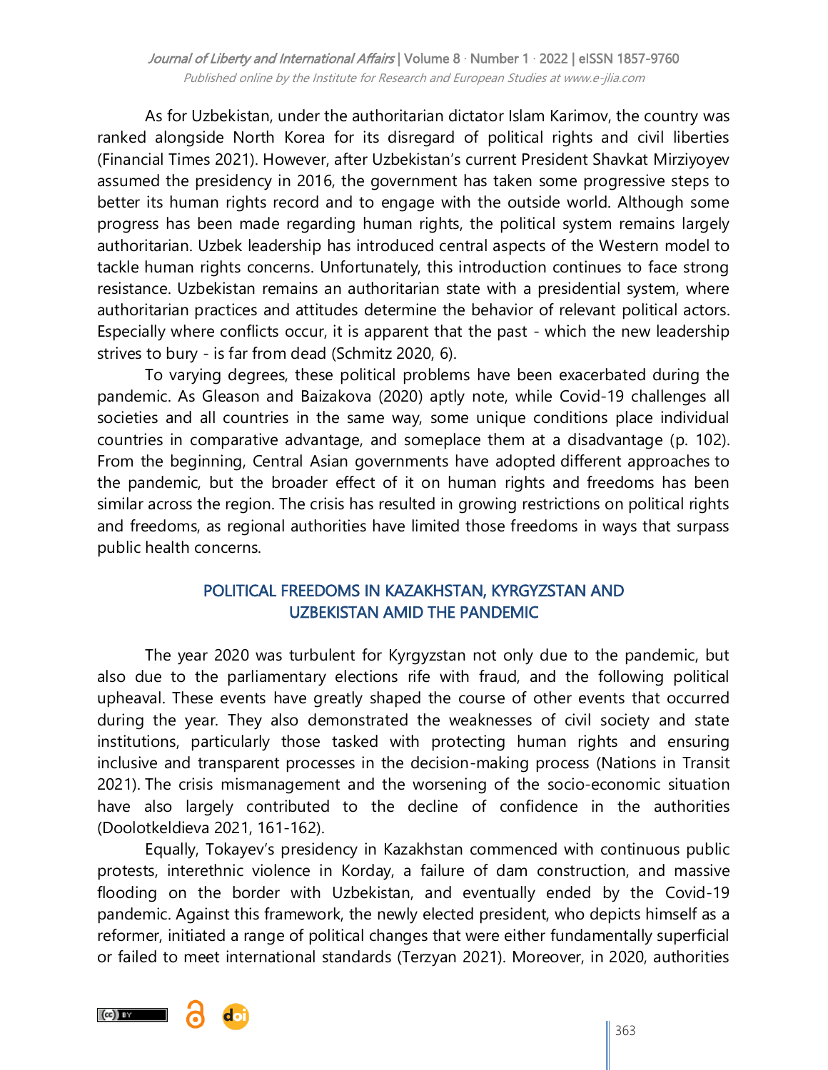As for Uzbekistan, under the authoritarian dictator Islam Karimov, the country was ranked alongside North Korea for its disregard of political rights and civil liberties (Financial Times 2021). However, after Uzbekistan's current President Shavkat Mirziyoyev assumed the presidency in 2016, the government has taken some progressive steps to better its human rights record and to engage with the outside world. Although some progress has been made regarding human rights, the political system remains largely authoritarian. Uzbek leadership has introduced central aspects of the Western model to tackle human rights concerns. Unfortunately, this introduction continues to face strong resistance. Uzbekistan remains an authoritarian state with a presidential system, where authoritarian practices and attitudes determine the behavior of relevant political actors. Especially where conflicts occur, it is apparent that the past - which the new leadership strives to bury - is far from dead (Schmitz 2020, 6).

To varying degrees, these political problems have been exacerbated during the pandemic. As Gleason and Baizakova (2020) aptly note, while Covid-19 challenges all societies and all countries in the same way, some unique conditions place individual countries in comparative advantage, and someplace them at a disadvantage (p. 102). From the beginning, Central Asian governments have adopted different approaches to the pandemic, but the broader effect of it on human rights and freedoms has been similar across the region. The crisis has resulted in growing restrictions on political rights and freedoms, as regional authorities have limited those freedoms in ways that surpass public health concerns.

## POLITICAL FREEDOMS IN KAZAKHSTAN, KYRGYZSTAN AND UZBEKISTAN AMID THE PANDEMIC

The year 2020 was turbulent for Kyrgyzstan not only due to the pandemic, but also due to the parliamentary elections rife with fraud, and the following political upheaval. These events have greatly shaped the course of other events that occurred during the year. They also demonstrated the weaknesses of civil society and state institutions, particularly those tasked with protecting human rights and ensuring inclusive and transparent processes in the decision-making process (Nations in Transit 2021). The crisis mismanagement and the worsening of the socio-economic situation have also largely contributed to the decline of confidence in the authorities (Doolotkeldieva 2021, 161-162).

Equally, Tokayev's presidency in Kazakhstan commenced with continuous public protests, interethnic violence in Korday, a failure of dam construction, and massive flooding on the border with Uzbekistan, and eventually ended by the Covid-19 pandemic. Against this framework, the newly elected president, who depicts himself as a reformer, initiated a range of political changes that were either fundamentally superficial or failed to meet international standards (Terzyan 2021). Moreover, in 2020, authorities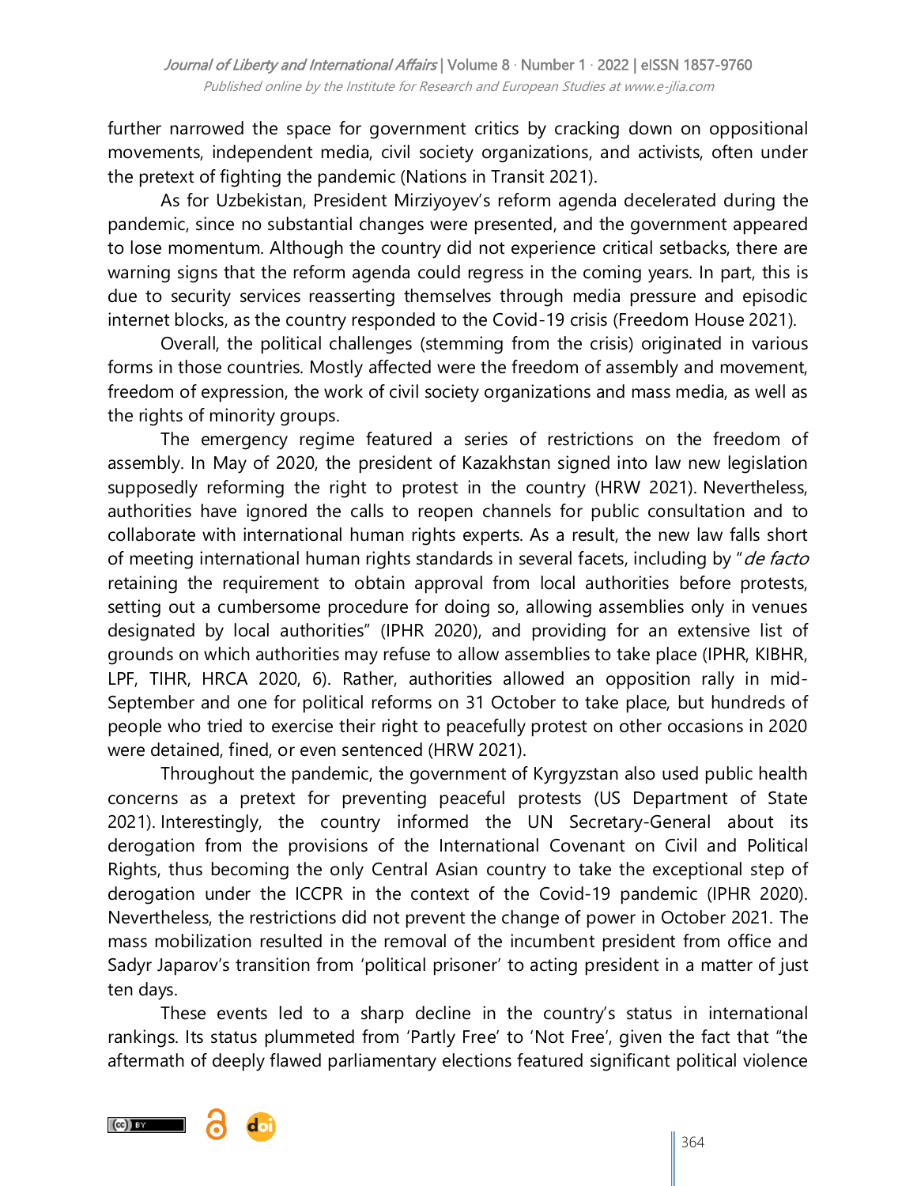further narrowed the space for government critics by cracking down on oppositional movements, independent media, civil society organizations, and activists, often under the pretext of fighting the pandemic (Nations in Transit 2021).

As for Uzbekistan, President Mirziyoyev's reform agenda decelerated during the pandemic, since no substantial changes were presented, and the government appeared to lose momentum. Although the country did not experience critical setbacks, there are warning signs that the reform agenda could regress in the coming years. In part, this is due to security services reasserting themselves through media pressure and episodic internet blocks, as the country responded to the Covid-19 crisis (Freedom House 2021).

Overall, the political challenges (stemming from the crisis) originated in various forms in those countries. Mostly affected were the freedom of assembly and movement, freedom of expression, the work of civil society organizations and mass media, as well as the rights of minority groups.

The emergency regime featured a series of restrictions on the freedom of assembly. In May of 2020, the president of Kazakhstan signed into law new legislation supposedly reforming the right to protest in the country (HRW 2021). Nevertheless, authorities have ignored the calls to reopen channels for public consultation and to collaborate with international human rights experts. As a result, the new law falls short of meeting international human rights standards in several facets, including by "*de facto* retaining the requirement to obtain approval from local authorities before protests, setting out a cumbersome procedure for doing so, allowing assemblies only in venues designated by local authorities" (IPHR 2020), and providing for an extensive list of grounds on which authorities may refuse to allow assemblies to take place (IPHR, KIBHR, LPF, TIHR, HRCA 2020, 6). Rather, authorities allowed an opposition rally in mid-September and one for political reforms on 31 October to take place, but hundreds of people who tried to exercise their right to peacefully protest on other occasions in 2020 were detained, fined, or even sentenced (HRW 2021).

Throughout the pandemic, the government of Kyrgyzstan also used public health concerns as a pretext for preventing peaceful protests (US Department of State 2021). Interestingly, the country informed the UN Secretary-General about its derogation from the provisions of the International Covenant on Civil and Political Rights, thus becoming the only Central Asian country to take the exceptional step of derogation under the ICCPR in the context of the Covid-19 pandemic (IPHR 2020). Nevertheless, the restrictions did not prevent the change of power in October 2021. The mass mobilization resulted in the removal of the incumbent president from office and Sadyr Japarov's transition from 'political prisoner' to acting president in a matter of just ten days.

These events led to a sharp decline in the country's status in international rankings. Its status plummeted from 'Partly Free' to 'Not Free', given the fact that "the aftermath of deeply flawed parliamentary elections featured significant political violence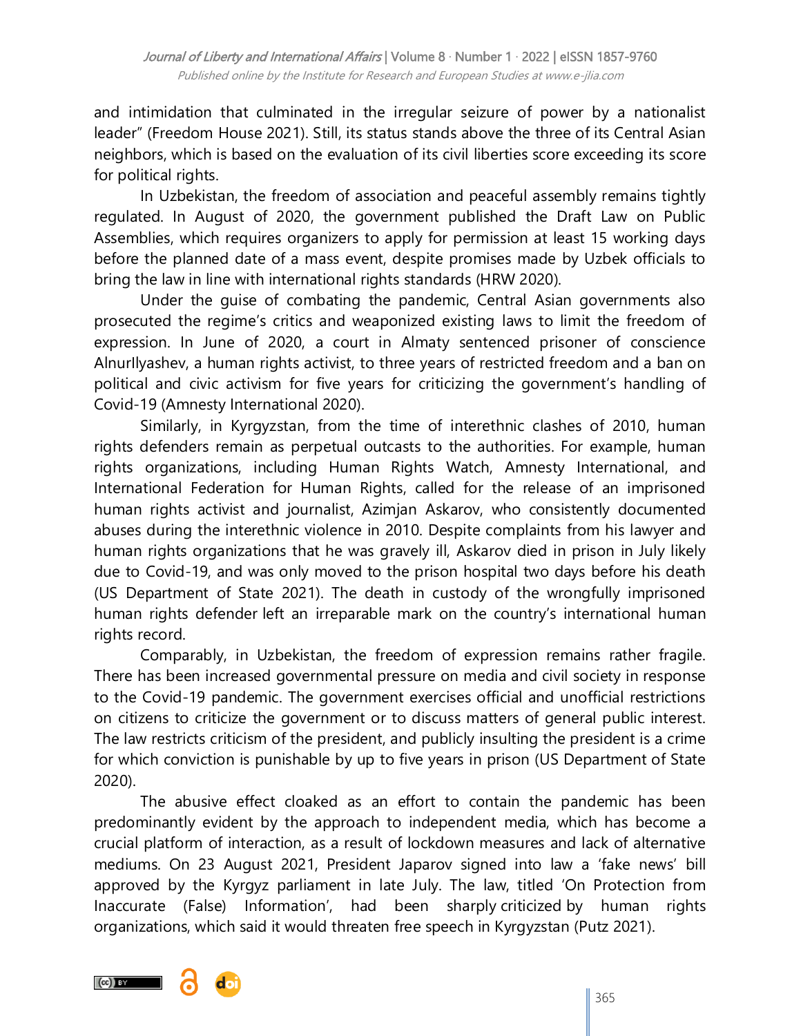and intimidation that culminated in the irregular seizure of power by a nationalist leader" (Freedom House 2021). Still, its status stands above the three of its Central Asian neighbors, which is based on the evaluation of its civil liberties score exceeding its score for political rights.

In Uzbekistan, the freedom of association and peaceful assembly remains tightly regulated. In August of 2020, the government published the Draft Law on Public Assemblies, which requires organizers to apply for permission at least 15 working days before the planned date of a mass event, despite promises made by Uzbek officials to bring the law in line with international rights standards (HRW 2020).

Under the guise of combating the pandemic, Central Asian governments also prosecuted the regime's critics and weaponized existing laws to limit the freedom of expression. In June of 2020, a court in Almaty sentenced prisoner of conscience AlnurIlyashev, a human rights activist, to three years of restricted freedom and a ban on political and civic activism for five years for criticizing the government's handling of Covid-19 (Amnesty International 2020).

Similarly, in Kyrgyzstan, from the time of interethnic clashes of 2010, human rights defenders remain as perpetual outcasts to the authorities. For example, human rights organizations, including Human Rights Watch, Amnesty International, and International Federation for Human Rights, called for the release of an imprisoned human rights activist and journalist, Azimjan Askarov, who consistently documented abuses during the interethnic violence in 2010. Despite complaints from his lawyer and human rights organizations that he was gravely ill, Askarov died in prison in July likely due to Covid-19, and was only moved to the prison hospital two days before his death (US Department of State 2021). The death in custody of the wrongfully imprisoned human rights defender left an irreparable mark on the country's international human rights record.

Comparably, in Uzbekistan, the freedom of expression remains rather fragile. There has been increased governmental pressure on media and civil society in response to the Covid-19 pandemic. The government exercises official and unofficial restrictions on citizens to criticize the government or to discuss matters of general public interest. The law restricts criticism of the president, and publicly insulting the president is a crime for which conviction is punishable by up to five years in prison (US Department of State 2020).

The abusive effect cloaked as an effort to contain the pandemic has been predominantly evident by the approach to independent media, which has become a crucial platform of interaction, as a result of lockdown measures and lack of alternative mediums. On 23 August 2021, President Japarov signed into law a 'fake news' bill approved by the Kyrgyz parliament in late July. The law, titled 'On Protection from Inaccurate (False) Information', had been sharply criticized by human rights organizations, which said it would threaten free speech in Kyrgyzstan (Putz 2021).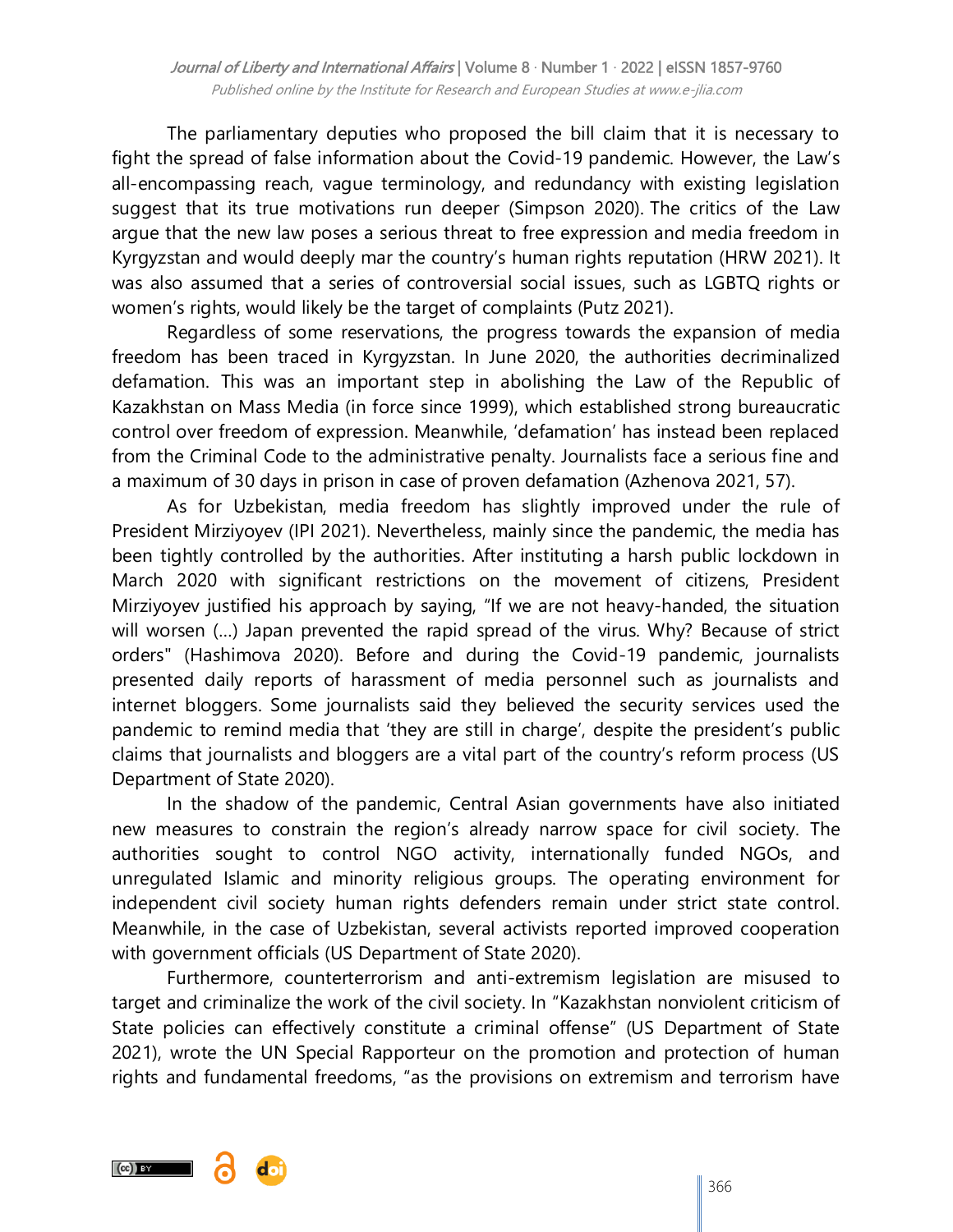The parliamentary deputies who proposed the bill claim that it is necessary to fight the spread of false information about the Covid-19 pandemic. However, the Law's all-encompassing reach, vague terminology, and redundancy with existing legislation suggest that its true motivations run deeper (Simpson 2020). The critics of the Law argue that the new law poses a serious threat to free expression and media freedom in Kyrgyzstan and would deeply mar the country's human rights reputation (HRW 2021). It was also assumed that a series of controversial social issues, such as LGBTQ rights or women's rights, would likely be the target of complaints (Putz 2021).

Regardless of some reservations, the progress towards the expansion of media freedom has been traced in Kyrgyzstan. In June 2020, the authorities decriminalized defamation. This was an important step in abolishing the Law of the Republic of Kazakhstan on Mass Media (in force since 1999), which established strong bureaucratic control over freedom of expression. Meanwhile, 'defamation' has instead been replaced from the Criminal Code to the administrative penalty. Journalists face a serious fine and a maximum of 30 days in prison in case of proven defamation (Azhenova 2021, 57).

As for Uzbekistan, media freedom has slightly improved under the rule of President Mirziyoyev (IPI 2021). Nevertheless, mainly since the pandemic, the media has been tightly controlled by the authorities. After instituting a harsh public lockdown in March 2020 with significant restrictions on the movement of citizens, President Mirziyoyev justified his approach by saying, "If we are not heavy-handed, the situation will worsen (…) Japan prevented the rapid spread of the virus. Why? Because of strict orders" (Hashimova 2020). Before and during the Covid-19 pandemic, journalists presented daily reports of harassment of media personnel such as journalists and internet bloggers. Some journalists said they believed the security services used the pandemic to remind media that 'they are still in charge', despite the president's public claims that journalists and bloggers are a vital part of the country's reform process (US Department of State 2020).

In the shadow of the pandemic, Central Asian governments have also initiated new measures to constrain the region's already narrow space for civil society. The authorities sought to control NGO activity, internationally funded NGOs, and unregulated Islamic and minority religious groups. The operating environment for independent civil society human rights defenders remain under strict state control. Meanwhile, in the case of Uzbekistan, several activists reported improved cooperation with government officials (US Department of State 2020).

Furthermore, counterterrorism and anti-extremism legislation are misused to target and criminalize the work of the civil society. In "Kazakhstan nonviolent criticism of State policies can effectively constitute a criminal offense" (US Department of State 2021), wrote the UN Special Rapporteur on the promotion and protection of human rights and fundamental freedoms, "as the provisions on extremism and terrorism have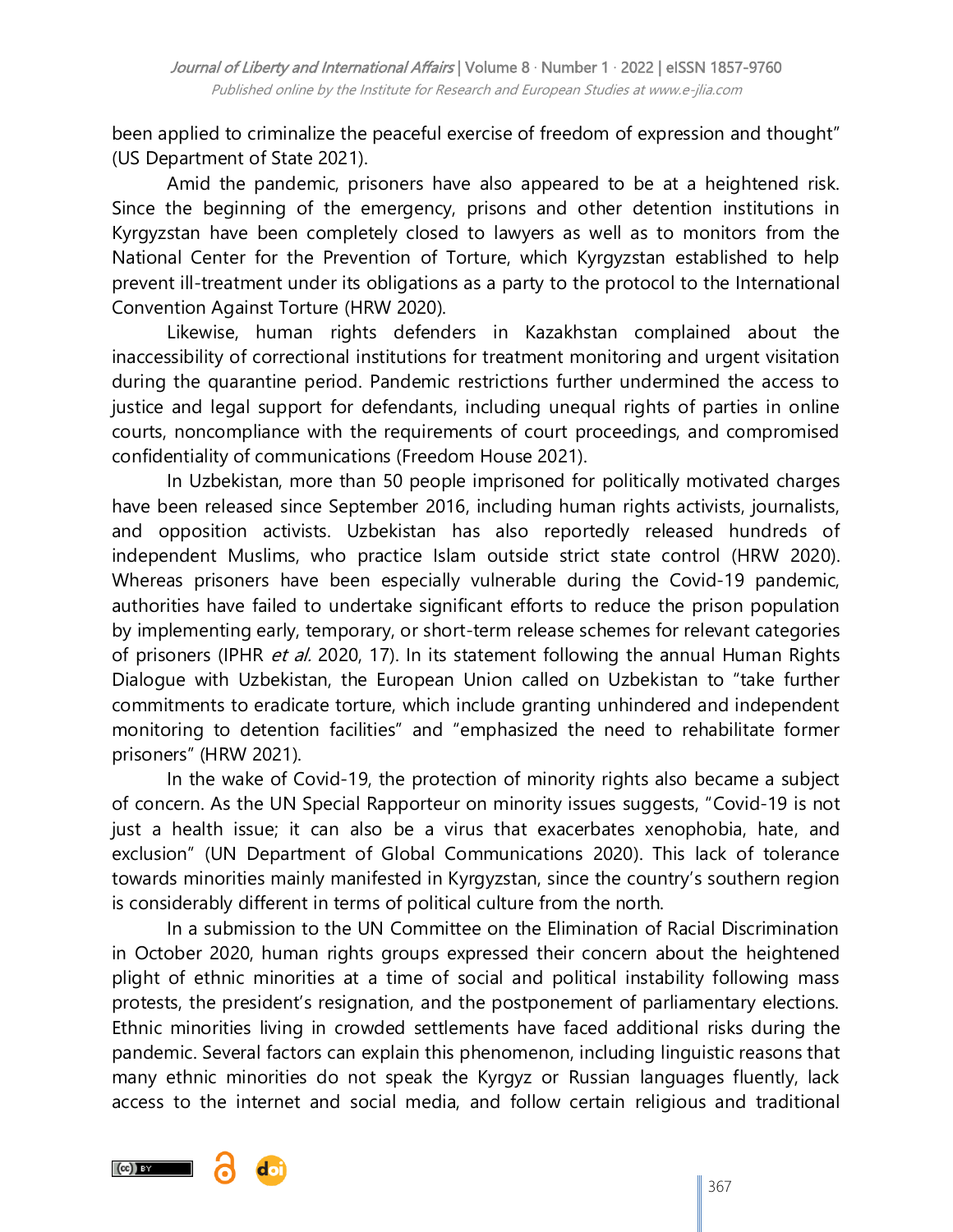been applied to criminalize the peaceful exercise of freedom of expression and thought" (US Department of State 2021).

Amid the pandemic, prisoners have also appeared to be at a heightened risk. Since the beginning of the emergency, prisons and other detention institutions in Kyrgyzstan have been completely closed to lawyers as well as to monitors from the National Center for the Prevention of Torture, which Kyrgyzstan established to help prevent ill-treatment under its obligations as a party to the protocol to the International Convention Against Torture (HRW 2020).

Likewise, human rights defenders in Kazakhstan complained about the inaccessibility of correctional institutions for treatment monitoring and urgent visitation during the quarantine period. Pandemic restrictions further undermined the access to justice and legal support for defendants, including unequal rights of parties in online courts, noncompliance with the requirements of court proceedings, and compromised confidentiality of communications (Freedom House 2021).

In Uzbekistan, more than 50 people imprisoned for politically motivated charges have been released since September 2016, including human rights activists, journalists, and opposition activists. Uzbekistan has also reportedly released hundreds of independent Muslims, who practice Islam outside strict state control (HRW 2020). Whereas prisoners have been especially vulnerable during the Covid-19 pandemic, authorities have failed to undertake significant efforts to reduce the prison population by implementing early, temporary, or short-term release schemes for relevant categories of prisoners (IPHR *et al.* 2020, 17). In its statement following the annual Human Rights Dialogue with Uzbekistan, the European Union called on Uzbekistan to "take further commitments to eradicate torture, which include granting unhindered and independent monitoring to detention facilities" and "emphasized the need to rehabilitate former prisoners" (HRW 2021).

In the wake of Covid-19, the protection of minority rights also became a subject of concern. As the UN Special Rapporteur on minority issues suggests, "Covid-19 is not just a health issue; it can also be a virus that exacerbates xenophobia, hate, and exclusion" (UN Department of Global Communications 2020). This lack of tolerance towards minorities mainly manifested in Kyrgyzstan, since the country's southern region is considerably different in terms of political culture from the north.

In a submission to the UN Committee on the Elimination of Racial Discrimination in October 2020, human rights groups expressed their concern about the heightened plight of ethnic minorities at a time of social and political instability following mass protests, the president's resignation, and the postponement of parliamentary elections. Ethnic minorities living in crowded settlements have faced additional risks during the pandemic. Several factors can explain this phenomenon, including linguistic reasons that many ethnic minorities do not speak the Kyrgyz or Russian languages fluently, lack access to the internet and social media, and follow certain religious and traditional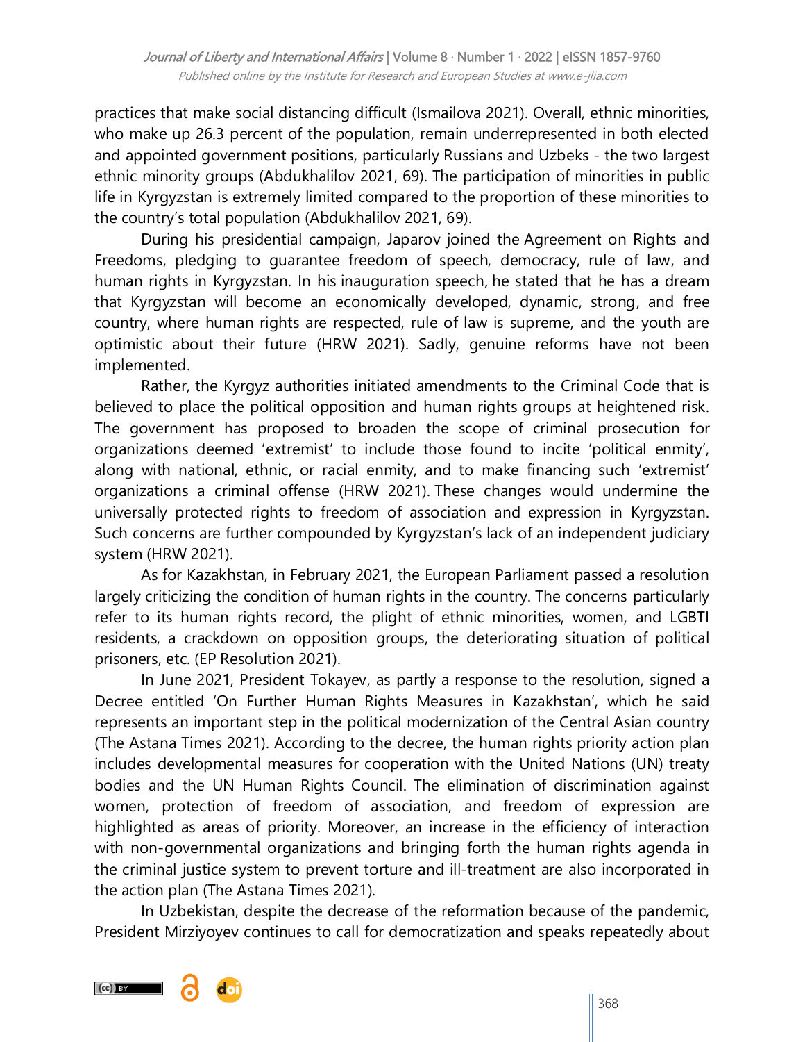practices that make social distancing difficult (Ismailova 2021). Overall, ethnic minorities, who make up 26.3 percent of the population, remain underrepresented in both elected and appointed government positions, particularly Russians and Uzbeks - the two largest ethnic minority groups (Abdukhalilov 2021, 69). The participation of minorities in public life in Kyrgyzstan is extremely limited compared to the proportion of these minorities to the country's total population (Abdukhalilov 2021, 69).

During his presidential campaign, Japarov joined the Agreement on Rights and Freedoms, pledging to guarantee freedom of speech, democracy, rule of law, and human rights in Kyrgyzstan. In his inauguration speech, he stated that he has a dream that Kyrgyzstan will become an economically developed, dynamic, strong, and free country, where human rights are respected, rule of law is supreme, and the youth are optimistic about their future (HRW 2021). Sadly, genuine reforms have not been implemented.

Rather, the Kyrgyz authorities initiated amendments to the Criminal Code that is believed to place the political opposition and human rights groups at heightened risk. The government has proposed to broaden the scope of criminal prosecution for organizations deemed 'extremist' to include those found to incite 'political enmity', along with national, ethnic, or racial enmity, and to make financing such 'extremist' organizations a criminal offense (HRW 2021). These changes would undermine the universally protected rights to freedom of association and expression in Kyrgyzstan. Such concerns are further compounded by Kyrgyzstan's lack of an independent judiciary system (HRW 2021).

As for Kazakhstan, in February 2021, the European Parliament passed a resolution largely criticizing the condition of human rights in the country. The concerns particularly refer to its human rights record, the plight of ethnic minorities, women, and LGBTI residents, a crackdown on opposition groups, the deteriorating situation of political prisoners, etc. (EP Resolution 2021).

In June 2021, President Tokayev, as partly a response to the resolution, signed a Decree entitled 'On Further Human Rights Measures in Kazakhstan', which he said represents an important step in the political modernization of the Central Asian country (The Astana Times 2021). According to the decree, the human rights priority action plan includes developmental measures for cooperation with the United Nations (UN) treaty bodies and the UN Human Rights Council. The elimination of discrimination against women, protection of freedom of association, and freedom of expression are highlighted as areas of priority. Moreover, an increase in the efficiency of interaction with non-governmental organizations and bringing forth the human rights agenda in the criminal justice system to prevent torture and ill-treatment are also incorporated in the action plan (The Astana Times 2021).

In Uzbekistan, despite the decrease of the reformation because of the pandemic, President Mirziyoyev continues to call for democratization and speaks repeatedly about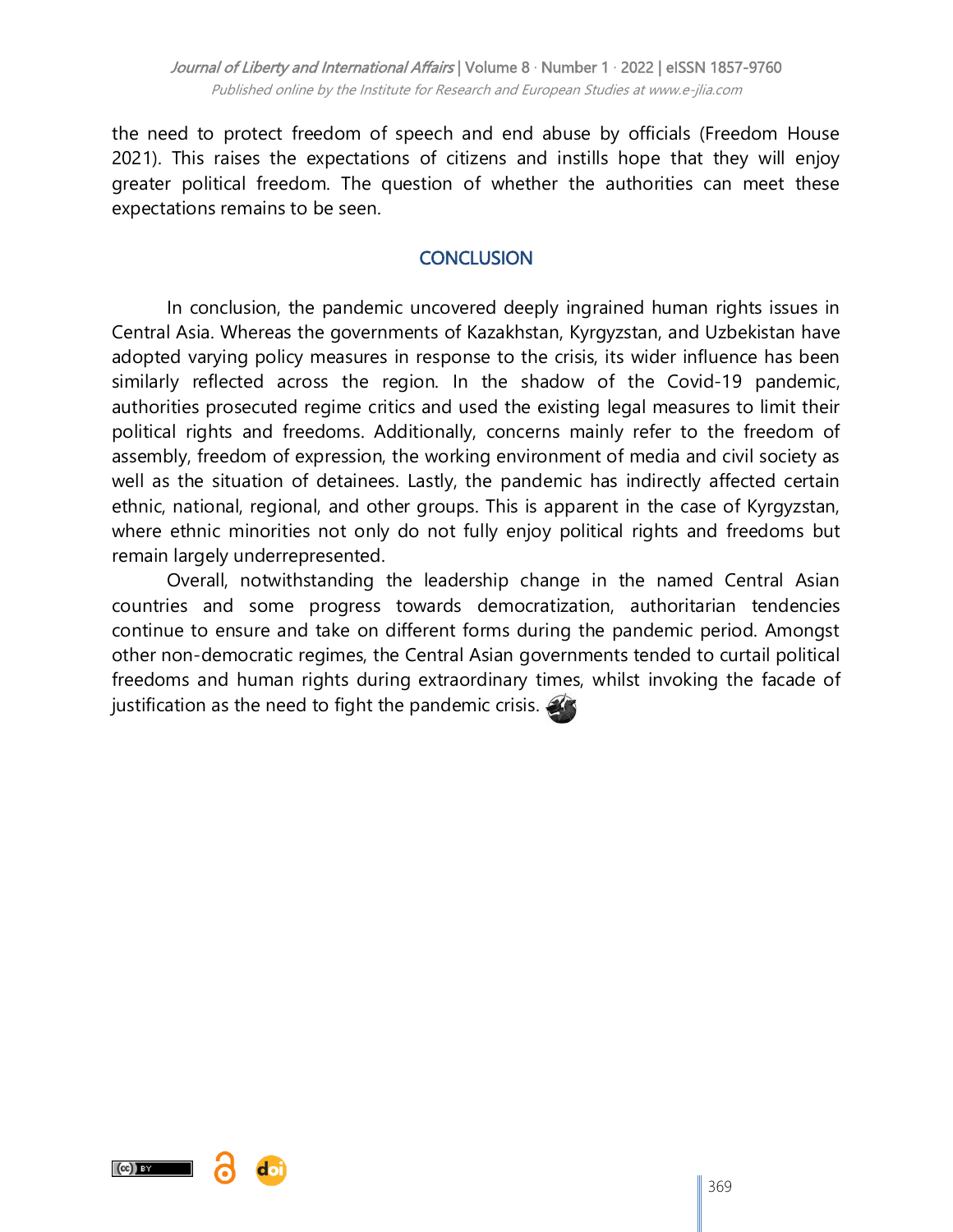the need to protect freedom of speech and end abuse by officials (Freedom House 2021). This raises the expectations of citizens and instills hope that they will enjoy greater political freedom. The question of whether the authorities can meet these expectations remains to be seen.

## CONCLUSION

In conclusion, the pandemic uncovered deeply ingrained human rights issues in Central Asia. Whereas the governments of Kazakhstan, Kyrgyzstan, and Uzbekistan have adopted varying policy measures in response to the crisis, its wider influence has been similarly reflected across the region. In the shadow of the Covid-19 pandemic, authorities prosecuted regime critics and used the existing legal measures to limit their political rights and freedoms. Additionally, concerns mainly refer to the freedom of assembly, freedom of expression, the working environment of media and civil society as well as the situation of detainees. Lastly, the pandemic has indirectly affected certain ethnic, national, regional, and other groups. This is apparent in the case of Kyrgyzstan, where ethnic minorities not only do not fully enjoy political rights and freedoms but remain largely underrepresented.

Overall, notwithstanding the leadership change in the named Central Asian countries and some progress towards democratization, authoritarian tendencies continue to ensure and take on different forms during the pandemic period. Amongst other non-democratic regimes, the Central Asian governments tended to curtail political freedoms and human rights during extraordinary times, whilst invoking the facade of justification as the need to fight the pandemic crisis.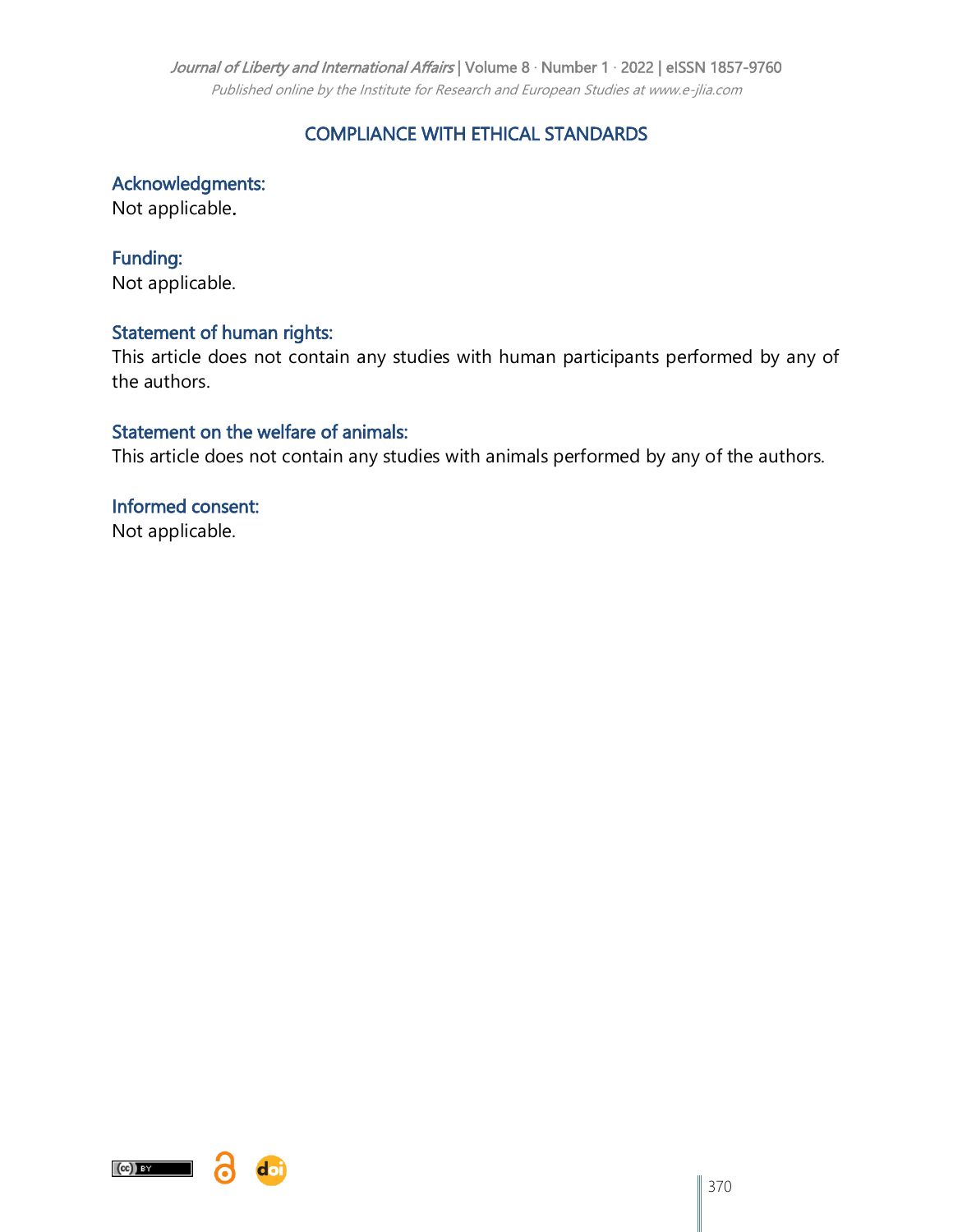## COMPLIANCE WITH ETHICAL STANDARDS

### Acknowledgments:

Not applicable.

### Funding:

Not applicable.

### Statement of human rights:

This article does not contain any studies with human participants performed by any of the authors.

### Statement on the welfare of animals:

This article does not contain any studies with animals performed by any of the authors.

### Informed consent:

Not applicable.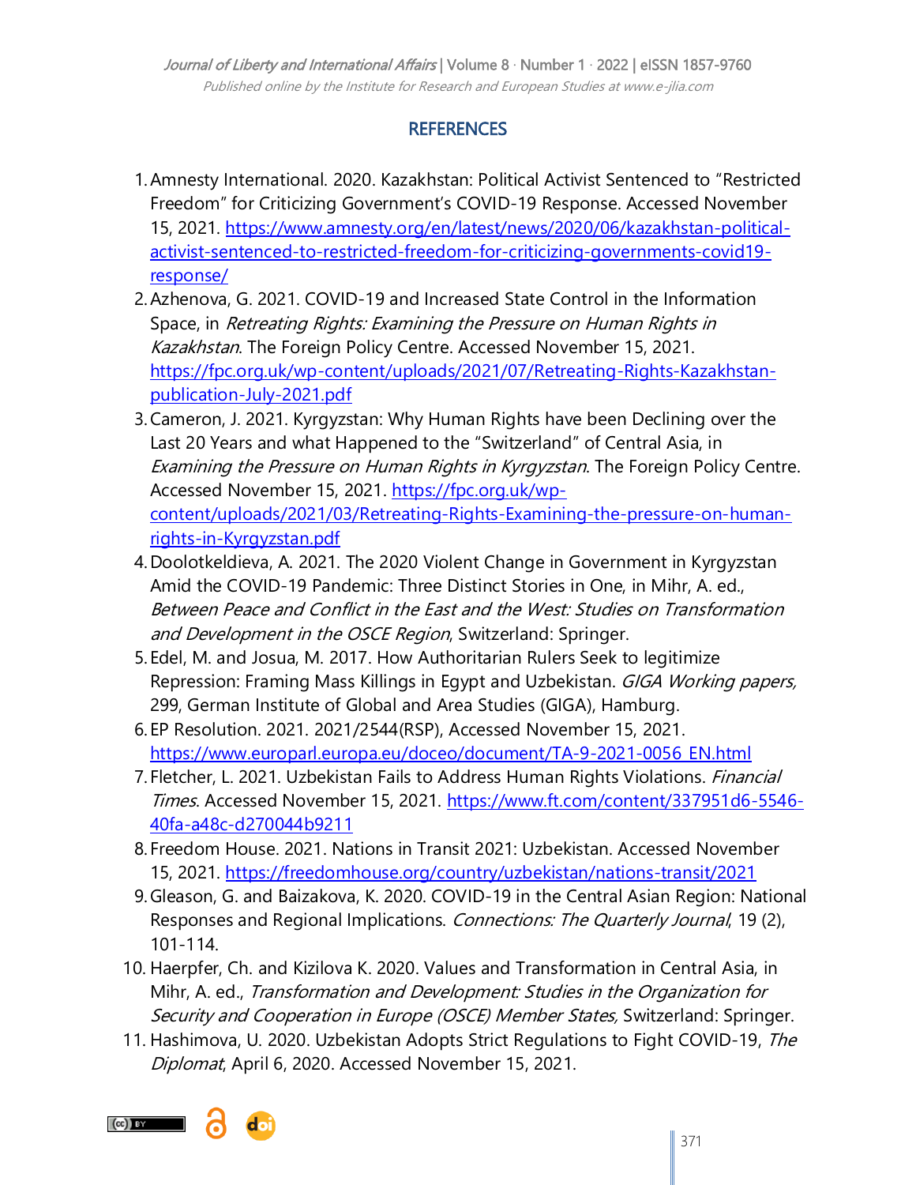## REFERENCES

1. Amnesty International. 2020. Kazakhstan: Political Activist Sentenced to "Restricted Freedom" for Criticizing Government's COVID-19 Response. Accessed November 15, 2021. https://www.amnesty.org/en/latest/news/2020/06/kazakhstan-political-activist-sentenced-to-restricted-freedom-for-criticizing-governments-covid19-response/
2. Azhenova, G. 2021. COVID-19 and Increased State Control in the Information Space, in *Retreating Rights: Examining the Pressure on Human Rights in Kazakhstan*. The Foreign Policy Centre. Accessed November 15, 2021. https://fpc.org.uk/wp-content/uploads/2021/07/Retreating-Rights-Kazakhstan-publication-July-2021.pdf
3. Cameron, J. 2021. Kyrgyzstan: Why Human Rights have been Declining over the Last 20 Years and what Happened to the "Switzerland" of Central Asia, in *Examining the Pressure on Human Rights in Kyrgyzstan*. The Foreign Policy Centre. Accessed November 15, 2021. https://fpc.org.uk/wp-content/uploads/2021/03/Retreating-Rights-Examining-the-pressure-on-human-rights-in-Kyrgyzstan.pdf
4. Doolotkeldieva, A. 2021. The 2020 Violent Change in Government in Kyrgyzstan Amid the COVID-19 Pandemic: Three Distinct Stories in One, in Mihr, A. ed., *Between Peace and Conflict in the East and the West: Studies on Transformation and Development in the OSCE Region*, Switzerland: Springer.
5. Edel, M. and Josua, M. 2017. How Authoritarian Rulers Seek to legitimize Repression: Framing Mass Killings in Egypt and Uzbekistan. *GIGA Working papers,* 299, German Institute of Global and Area Studies (GIGA), Hamburg.
6. EP Resolution. 2021. 2021/2544(RSP), Accessed November 15, 2021. https://www.europarl.europa.eu/doceo/document/TA-9-2021-0056_EN.html
7. Fletcher, L. 2021. Uzbekistan Fails to Address Human Rights Violations. *Financial Times*. Accessed November 15, 2021. https://www.ft.com/content/337951d6-5546-40fa-a48c-d270044b9211
8. Freedom House. 2021. Nations in Transit 2021: Uzbekistan. Accessed November 15, 2021. https://freedomhouse.org/country/uzbekistan/nations-transit/2021
9. Gleason, G. and Baizakova, K. 2020. COVID-19 in the Central Asian Region: National Responses and Regional Implications. *Connections: The Quarterly Journal*, 19 (2), 101-114.
10. Haerpfer, Ch. and Kizilova K. 2020. Values and Transformation in Central Asia, in Mihr, A. ed., *Transformation and Development: Studies in the Organization for Security and Cooperation in Europe (OSCE) Member States,* Switzerland: Springer.
11. Hashimova, U. 2020. Uzbekistan Adopts Strict Regulations to Fight COVID-19, *The Diplomat*, April 6, 2020. Accessed November 15, 2021.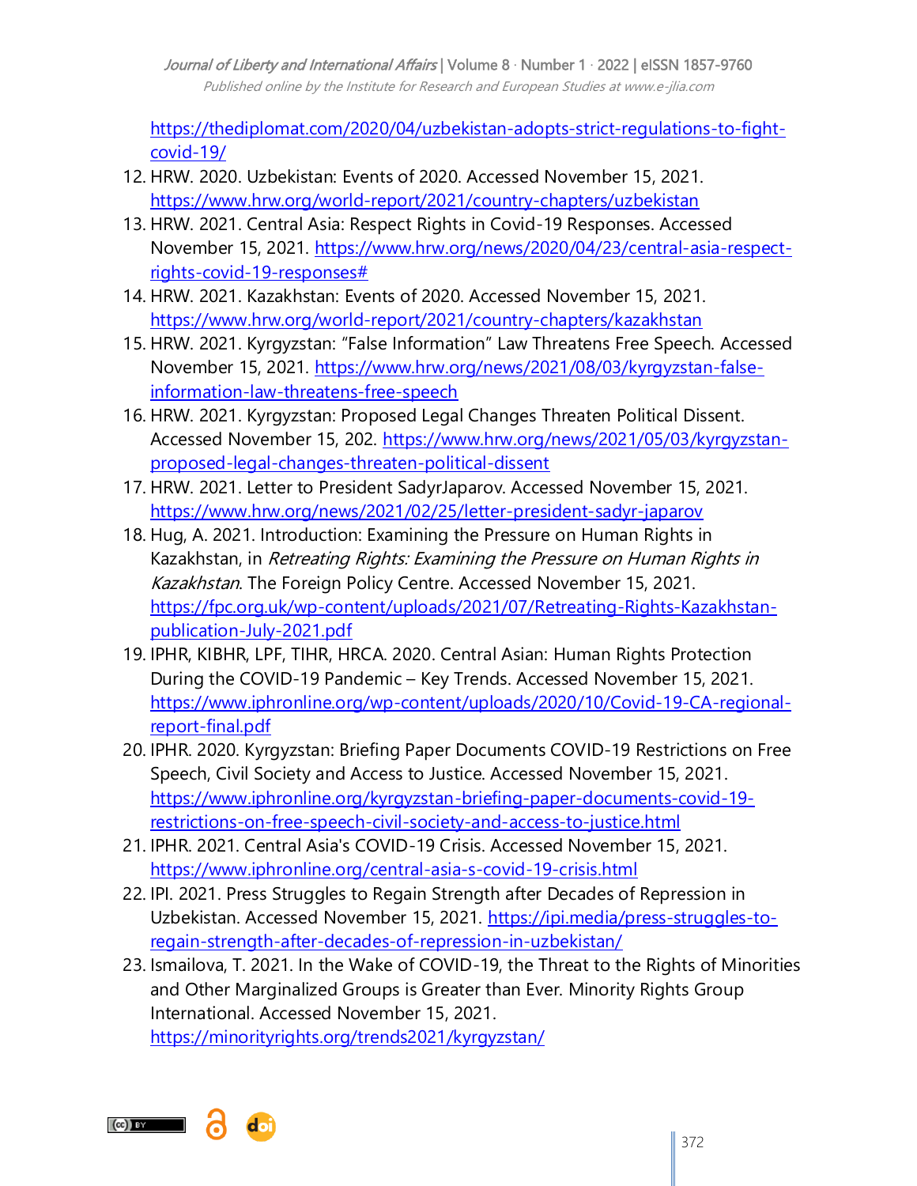https://thediplomat.com/2020/04/uzbekistan-adopts-strict-regulations-to-fight-covid-19/

12. HRW. 2020. Uzbekistan: Events of 2020. Accessed November 15, 2021. https://www.hrw.org/world-report/2021/country-chapters/uzbekistan
13. HRW. 2021. Central Asia: Respect Rights in Covid-19 Responses. Accessed November 15, 2021. https://www.hrw.org/news/2020/04/23/central-asia-respect-rights-covid-19-responses#
14. HRW. 2021. Kazakhstan: Events of 2020. Accessed November 15, 2021. https://www.hrw.org/world-report/2021/country-chapters/kazakhstan
15. HRW. 2021. Kyrgyzstan: "False Information" Law Threatens Free Speech. Accessed November 15, 2021. https://www.hrw.org/news/2021/08/03/kyrgyzstan-false-information-law-threatens-free-speech
16. HRW. 2021. Kyrgyzstan: Proposed Legal Changes Threaten Political Dissent. Accessed November 15, 202. https://www.hrw.org/news/2021/05/03/kyrgyzstan-proposed-legal-changes-threaten-political-dissent
17. HRW. 2021. Letter to President SadyrJaparov. Accessed November 15, 2021. https://www.hrw.org/news/2021/02/25/letter-president-sadyr-japarov
18. Hug, A. 2021. Introduction: Examining the Pressure on Human Rights in Kazakhstan, in *Retreating Rights: Examining the Pressure on Human Rights in Kazakhstan*. The Foreign Policy Centre. Accessed November 15, 2021. https://fpc.org.uk/wp-content/uploads/2021/07/Retreating-Rights-Kazakhstan-publication-July-2021.pdf
19. IPHR, KIBHR, LPF, TIHR, HRCA. 2020. Central Asian: Human Rights Protection During the COVID-19 Pandemic – Key Trends. Accessed November 15, 2021. https://www.iphronline.org/wp-content/uploads/2020/10/Covid-19-CA-regional-report-final.pdf
20. IPHR. 2020. Kyrgyzstan: Briefing Paper Documents COVID-19 Restrictions on Free Speech, Civil Society and Access to Justice. Accessed November 15, 2021. https://www.iphronline.org/kyrgyzstan-briefing-paper-documents-covid-19-restrictions-on-free-speech-civil-society-and-access-to-justice.html
21. IPHR. 2021. Central Asia's COVID-19 Crisis. Accessed November 15, 2021. https://www.iphronline.org/central-asia-s-covid-19-crisis.html
22. IPI. 2021. Press Struggles to Regain Strength after Decades of Repression in Uzbekistan. Accessed November 15, 2021. https://ipi.media/press-struggles-to-regain-strength-after-decades-of-repression-in-uzbekistan/
23. Ismailova, T. 2021. In the Wake of COVID-19, the Threat to the Rights of Minorities and Other Marginalized Groups is Greater than Ever. Minority Rights Group International. Accessed November 15, 2021. https://minorityrights.org/trends2021/kyrgyzstan/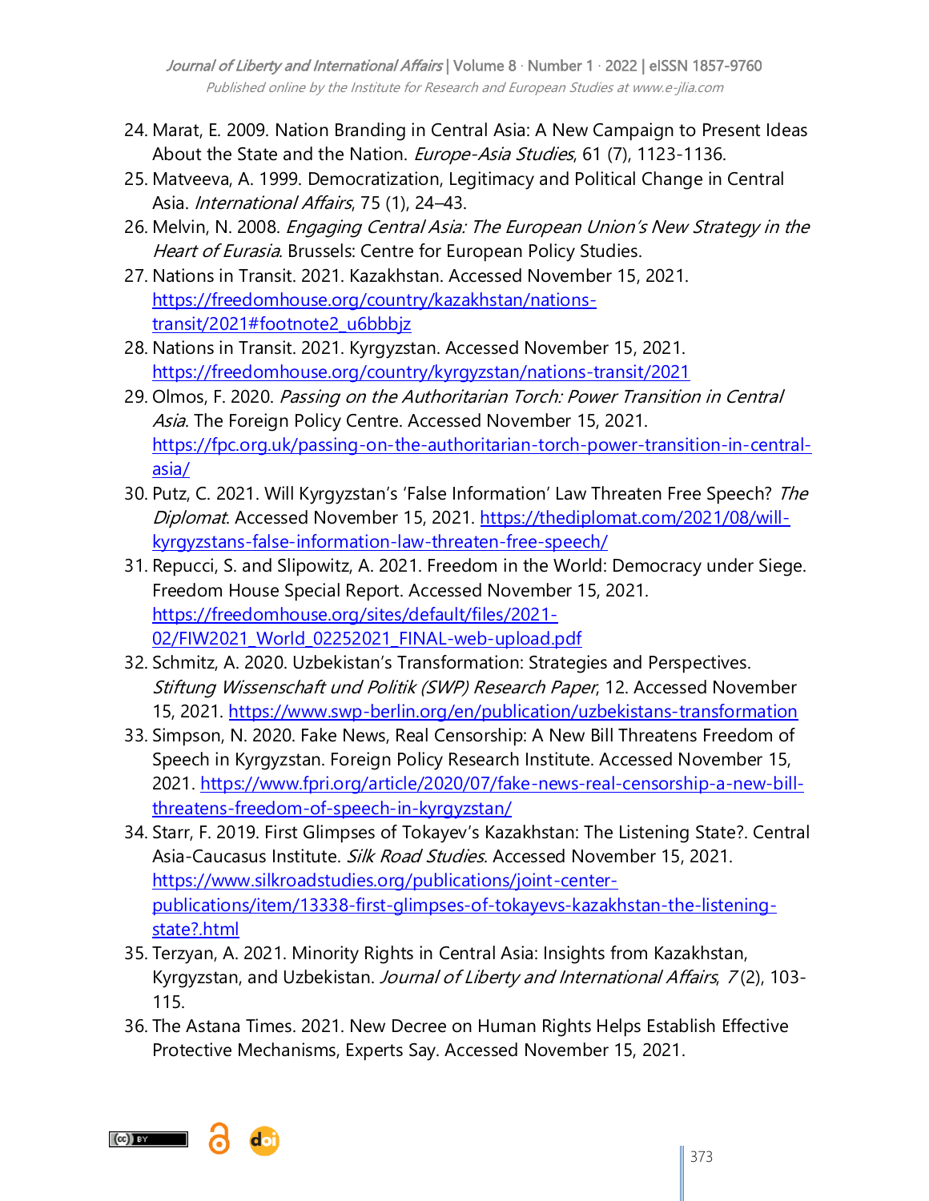24. Marat, E. 2009. Nation Branding in Central Asia: A New Campaign to Present Ideas About the State and the Nation. *Europe-Asia Studies*, 61 (7), 1123-1136.
25. Matveeva, A. 1999. Democratization, Legitimacy and Political Change in Central Asia. *International Affairs*, 75 (1), 24–43.
26. Melvin, N. 2008. *Engaging Central Asia: The European Union's New Strategy in the Heart of Eurasia*. Brussels: Centre for European Policy Studies.
27. Nations in Transit. 2021. Kazakhstan. Accessed November 15, 2021. https://freedomhouse.org/country/kazakhstan/nations-transit/2021#footnote2_u6bbbjz
28. Nations in Transit. 2021. Kyrgyzstan. Accessed November 15, 2021. https://freedomhouse.org/country/kyrgyzstan/nations-transit/2021
29. Olmos, F. 2020. *Passing on the Authoritarian Torch: Power Transition in Central Asia*. The Foreign Policy Centre. Accessed November 15, 2021. https://fpc.org.uk/passing-on-the-authoritarian-torch-power-transition-in-central-asia/
30. Putz, C. 2021. Will Kyrgyzstan's 'False Information' Law Threaten Free Speech? *The Diplomat*. Accessed November 15, 2021. https://thediplomat.com/2021/08/will-kyrgyzstans-false-information-law-threaten-free-speech/
31. Repucci, S. and Slipowitz, A. 2021. Freedom in the World: Democracy under Siege. Freedom House Special Report. Accessed November 15, 2021. https://freedomhouse.org/sites/default/files/2021-02/FIW2021_World_02252021_FINAL-web-upload.pdf
32. Schmitz, A. 2020. Uzbekistan's Transformation: Strategies and Perspectives. *Stiftung Wissenschaft und Politik (SWP) Research Paper*, 12. Accessed November 15, 2021. https://www.swp-berlin.org/en/publication/uzbekistans-transformation
33. Simpson, N. 2020. Fake News, Real Censorship: A New Bill Threatens Freedom of Speech in Kyrgyzstan. Foreign Policy Research Institute. Accessed November 15, 2021. https://www.fpri.org/article/2020/07/fake-news-real-censorship-a-new-bill-threatens-freedom-of-speech-in-kyrgyzstan/
34. Starr, F. 2019. First Glimpses of Tokayev's Kazakhstan: The Listening State?. Central Asia-Caucasus Institute. *Silk Road Studies*. Accessed November 15, 2021. https://www.silkroadstudies.org/publications/joint-center-publications/item/13338-first-glimpses-of-tokayevs-kazakhstan-the-listening-state?.html
35. Terzyan, A. 2021. Minority Rights in Central Asia: Insights from Kazakhstan, Kyrgyzstan, and Uzbekistan. *Journal of Liberty and International Affairs*, *7* (2), 103-115.
36. The Astana Times. 2021. New Decree on Human Rights Helps Establish Effective Protective Mechanisms, Experts Say. Accessed November 15, 2021.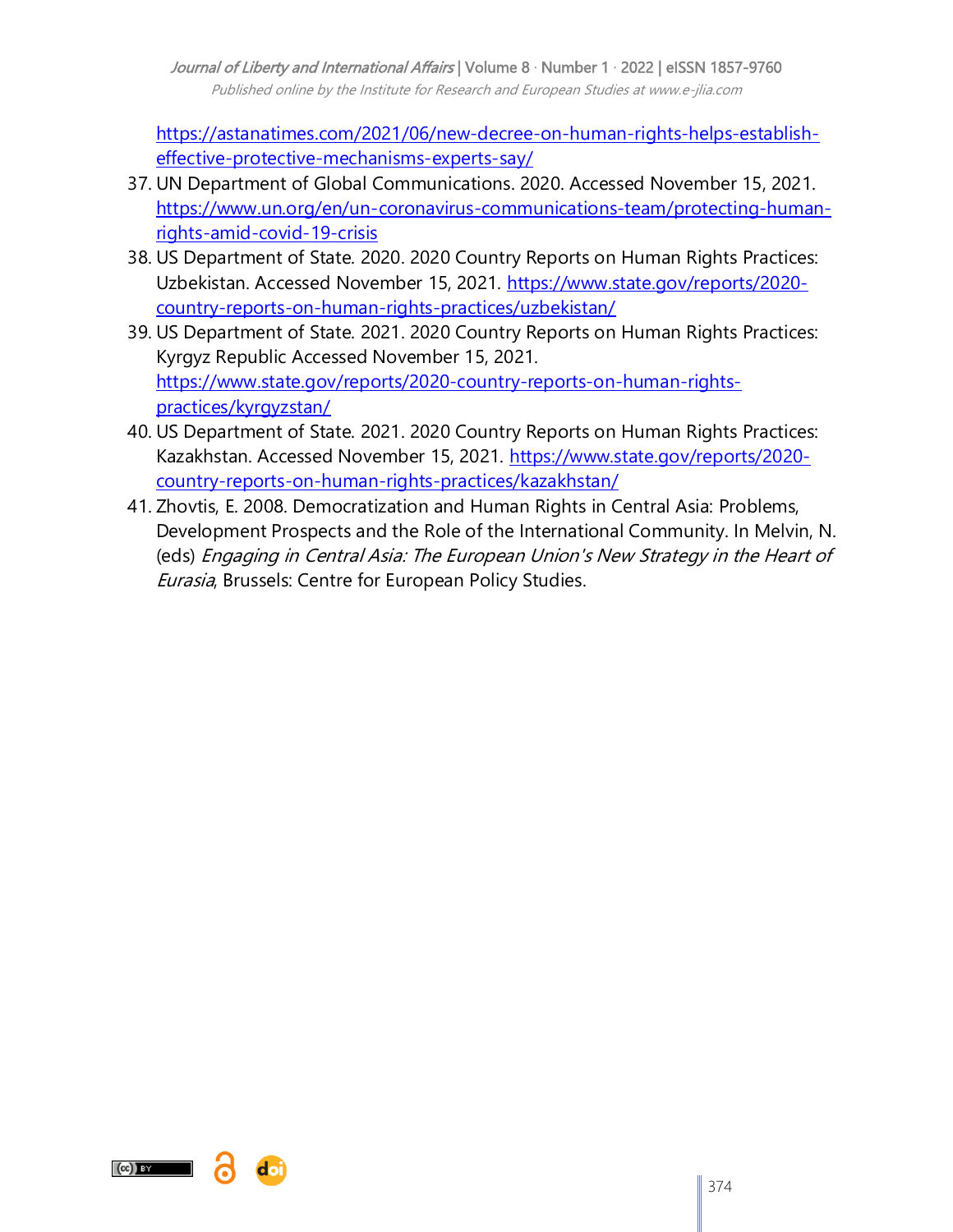https://astanatimes.com/2021/06/new-decree-on-human-rights-helps-establish-effective-protective-mechanisms-experts-say/

37. UN Department of Global Communications. 2020. Accessed November 15, 2021. https://www.un.org/en/un-coronavirus-communications-team/protecting-human-rights-amid-covid-19-crisis
38. US Department of State. 2020. 2020 Country Reports on Human Rights Practices: Uzbekistan. Accessed November 15, 2021. https://www.state.gov/reports/2020-country-reports-on-human-rights-practices/uzbekistan/
39. US Department of State. 2021. 2020 Country Reports on Human Rights Practices: Kyrgyz Republic Accessed November 15, 2021. https://www.state.gov/reports/2020-country-reports-on-human-rights-practices/kyrgyzstan/
40. US Department of State. 2021. 2020 Country Reports on Human Rights Practices: Kazakhstan. Accessed November 15, 2021. https://www.state.gov/reports/2020-country-reports-on-human-rights-practices/kazakhstan/
41. Zhovtis, E. 2008. Democratization and Human Rights in Central Asia: Problems, Development Prospects and the Role of the International Community. In Melvin, N. (eds) *Engaging in Central Asia: The European Union's New Strategy in the Heart of Eurasia*, Brussels: Centre for European Policy Studies.